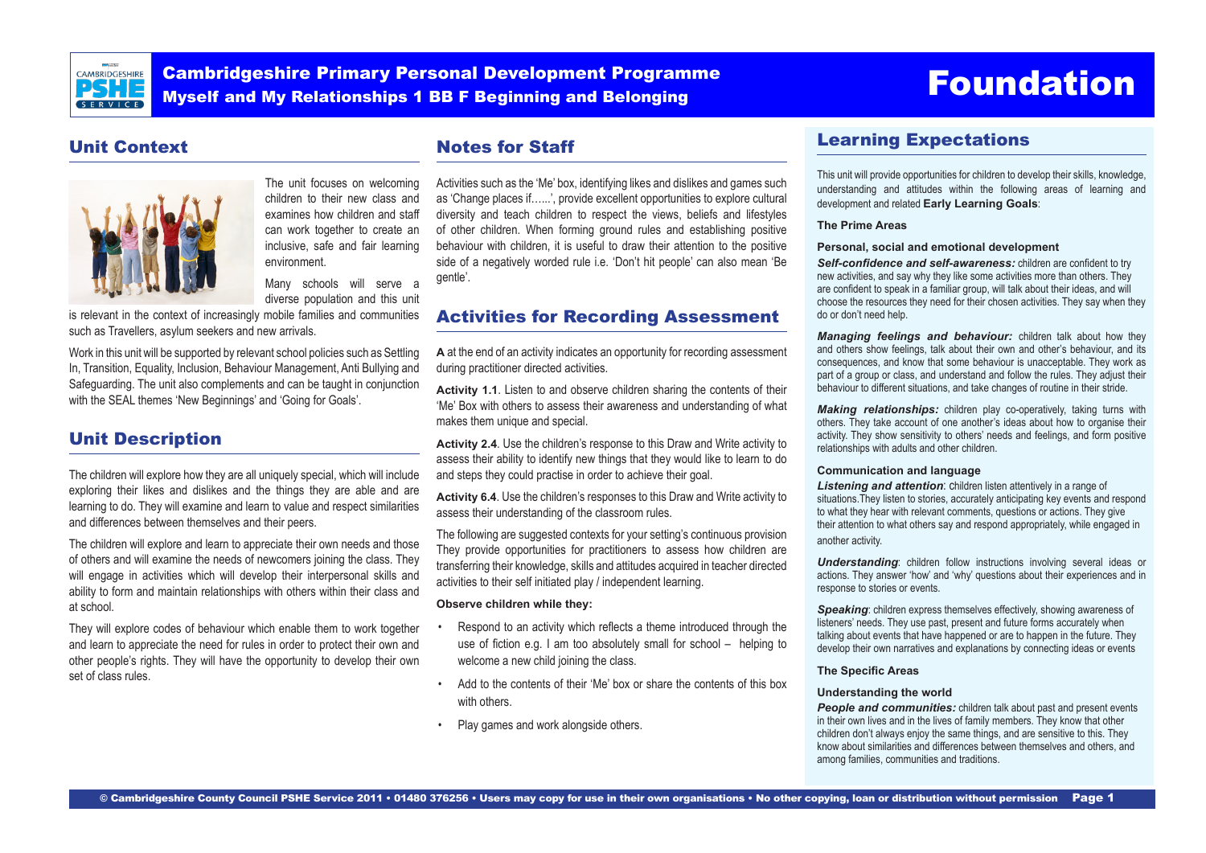# Cambridgeshire Primary Personal Development Programme

## Myself and My Relationships 1 BB F Beginning and Belonging

# Foundation

## Unit Context

The unit focuses on welcoming children to their new class and examines how children and staff can work together to create an inclusive, safe and fair learning environment.

Many schools will serve a diverse population and this unit is relevant in the context of increasingly mobile families and communities such as Travellers, asylum seekers and new arrivals.

Work in this unit will be supported by relevant school policies such as Settling In, Transition, Equality, Inclusion, Behaviour Management, Anti Bullying and Safeguarding. The unit also complements and can be taught in conjunction with the SEAL themes 'New Beginnings' and 'Going for Goals'.

## Unit Description

The children will explore how they are all uniquely special, which will include exploring their likes and dislikes and the things they are able and are learning to do. They will examine and learn to value and respect similarities and differences between themselves and their peers.

The children will explore and learn to appreciate their own needs and those of others and will examine the needs of newcomers joining the class. They will engage in activities which will develop their interpersonal skills and ability to form and maintain relationships with others within their class and at school.

They will explore codes of behaviour which enable them to work together and learn to appreciate the need for rules in order to protect their own and other people's rights. They will have the opportunity to develop their own set of class rules.

## Notes for Staff

Activities such as the 'Me' box, identifying likes and dislikes and games such as 'Change places if......', provide excellent opportunities to explore cultural diversity and teach children to respect the views, beliefs and lifestyles of other children. When forming ground rules and establishing positive behaviour with children, it is useful to draw their attention to the positive side of a negatively worded rule i.e. 'Don't hit people' can also mean 'Be gentle'.

## Activities for Recording Assessment

**A** at the end of an activity indicates an opportunity for recording assessment during practitioner directed activities.

**Activity 1.1**. Listen to and observe children sharing the contents of their 'Me' Box with others to assess their awareness and understanding of what makes them unique and special.

**Activity 2.4**. Use the children's response to this Draw and Write activity to assess their ability to identify new things that they would like to learn to do and steps they could practise in order to achieve their goal.

**Activity 6.4**. Use the children's responses to this Draw and Write activity to assess their understanding of the classroom rules.

The following are suggested contexts for your setting's continuous provision They provide opportunities for practitioners to assess how children are transferring their knowledge, skills and attitudes acquired in teacher directed activities to their self initiated play / independent learning.

**Observe children while they:**

- Respond to an activity which reflects a theme introduced through the use of fiction e.g. I am too absolutely small for school – helping to welcome a new child joining the class.
- Add to the contents of their 'Me' box or share the contents of this box with others.
- Play games and work alongside others.

## Learning Expectations

This unit will provide opportunities for children to develop their skills, knowledge, understanding and attitudes within the following areas of learning and development and related **Early Learning Goals**:

**The Prime Areas**

**Personal, social and emotional development**

***Self-confidence and self-awareness:*** children are confident to try new activities, and say why they like some activities more than others. They are confident to speak in a familiar group, will talk about their ideas, and will choose the resources they need for their chosen activities. They say when they do or don't need help.

***Managing feelings and behaviour:*** children talk about how they and others show feelings, talk about their own and other's behaviour, and its consequences, and know that some behaviour is unacceptable. They work as part of a group or class, and understand and follow the rules. They adjust their behaviour to different situations, and take changes of routine in their stride.

***Making relationships:*** children play co-operatively, taking turns with others. They take account of one another's ideas about how to organise their activity. They show sensitivity to others' needs and feelings, and form positive relationships with adults and other children.

**Communication and language**

***Listening and attention***: children listen attentively in a range of situations.They listen to stories, accurately anticipating key events and respond to what they hear with relevant comments, questions or actions. They give their attention to what others say and respond appropriately, while engaged in another activity.

***Understanding***: children follow instructions involving several ideas or actions. They answer 'how' and 'why' questions about their experiences and in response to stories or events.

***Speaking***: children express themselves effectively, showing awareness of listeners' needs. They use past, present and future forms accurately when talking about events that have happened or are to happen in the future. They develop their own narratives and explanations by connecting ideas or events

**The Specific Areas**

**Understanding the world**

***People and communities:*** children talk about past and present events in their own lives and in the lives of family members. They know that other children don't always enjoy the same things, and are sensitive to this. They know about similarities and differences between themselves and others, and among families, communities and traditions.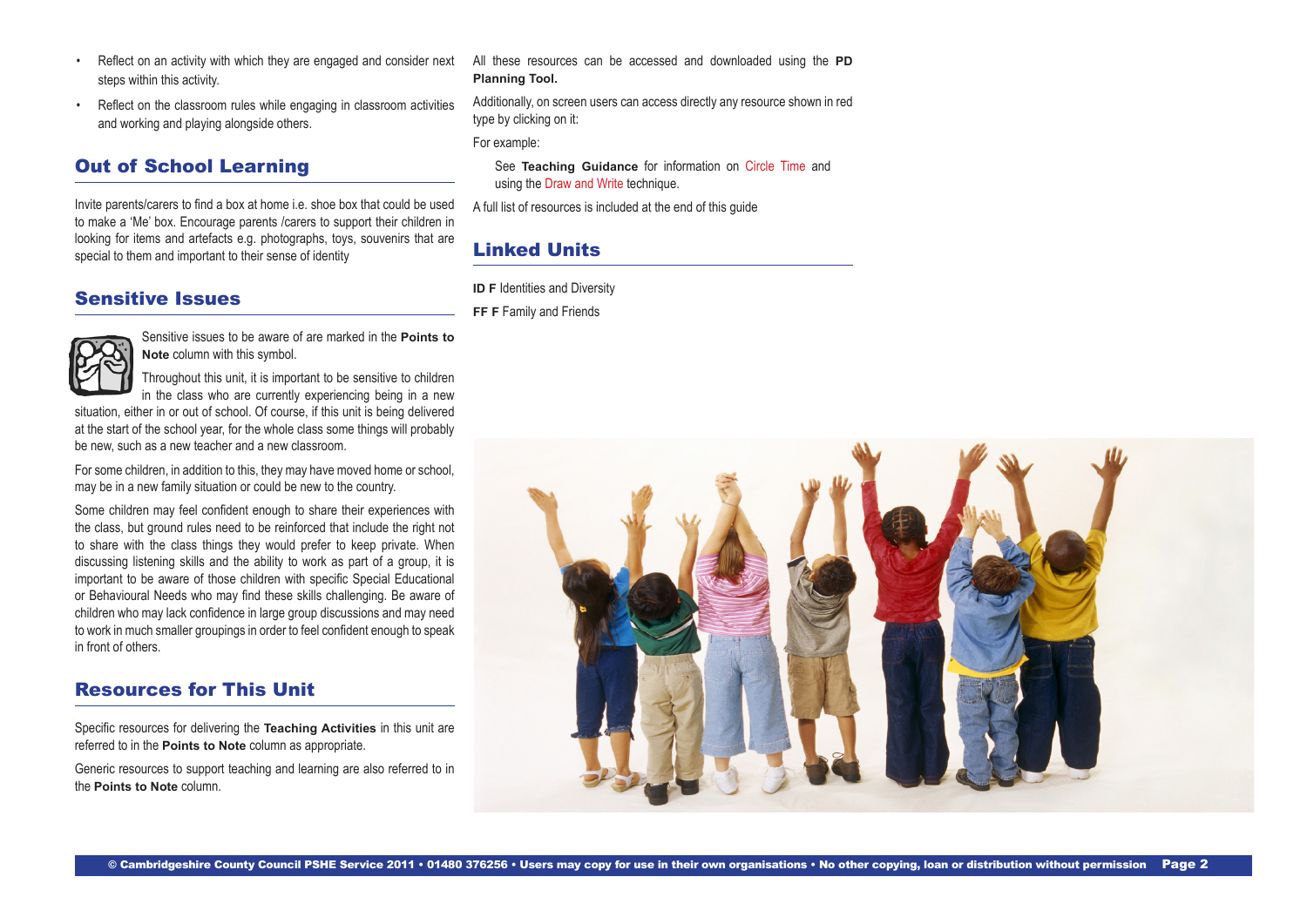- Reflect on an activity with which they are engaged and consider next steps within this activity.
- Reflect on the classroom rules while engaging in classroom activities and working and playing alongside others.

## Out of School Learning

Invite parents/carers to find a box at home i.e. shoe box that could be used to make a 'Me' box. Encourage parents /carers to support their children in looking for items and artefacts e.g. photographs, toys, souvenirs that are special to them and important to their sense of identity

## Sensitive Issues

Sensitive issues to be aware of are marked in the **Points to Note** column with this symbol.

Throughout this unit, it is important to be sensitive to children in the class who are currently experiencing being in a new situation, either in or out of school. Of course, if this unit is being delivered at the start of the school year, for the whole class some things will probably be new, such as a new teacher and a new classroom.

For some children, in addition to this, they may have moved home or school, may be in a new family situation or could be new to the country.

Some children may feel confident enough to share their experiences with the class, but ground rules need to be reinforced that include the right not to share with the class things they would prefer to keep private. When discussing listening skills and the ability to work as part of a group, it is important to be aware of those children with specific Special Educational or Behavioural Needs who may find these skills challenging. Be aware of children who may lack confidence in large group discussions and may need to work in much smaller groupings in order to feel confident enough to speak in front of others.

## Resources for This Unit

Specific resources for delivering the **Teaching Activities** in this unit are referred to in the **Points to Note** column as appropriate.

Generic resources to support teaching and learning are also referred to in the **Points to Note** column.

All these resources can be accessed and downloaded using the **PD Planning Tool.**

Additionally, on screen users can access directly any resource shown in red type by clicking on it:

For example:

See **Teaching Guidance** for information on Circle Time and using the Draw and Write technique.

A full list of resources is included at the end of this guide

## Linked Units

**ID F** Identities and Diversity

**FF F** Family and Friends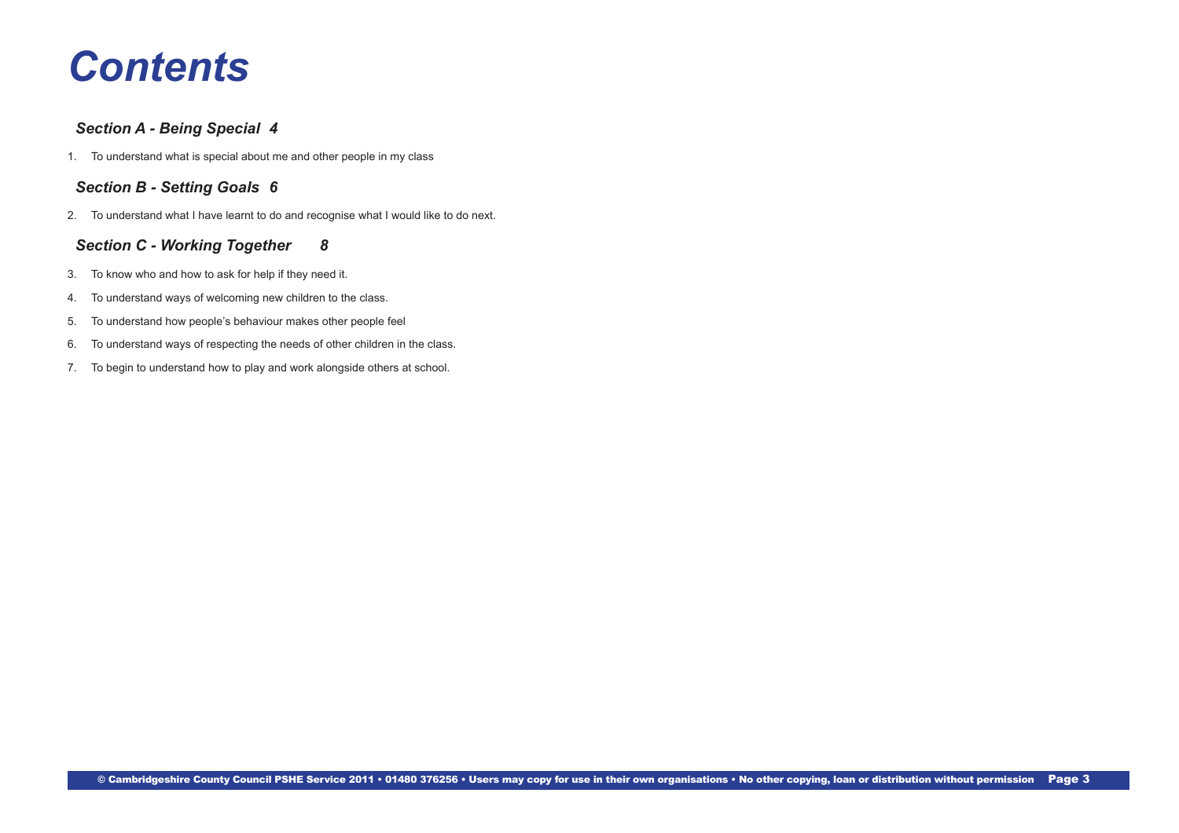# *Contents*

### *Section A - Being Special 4*

1. To understand what is special about me and other people in my class

### *Section B - Setting Goals 6*

2. To understand what I have learnt to do and recognise what I would like to do next.

### *Section C - Working Together 8*

3. To know who and how to ask for help if they need it.
4. To understand ways of welcoming new children to the class.
5. To understand how people's behaviour makes other people feel
6. To understand ways of respecting the needs of other children in the class.
7. To begin to understand how to play and work alongside others at school.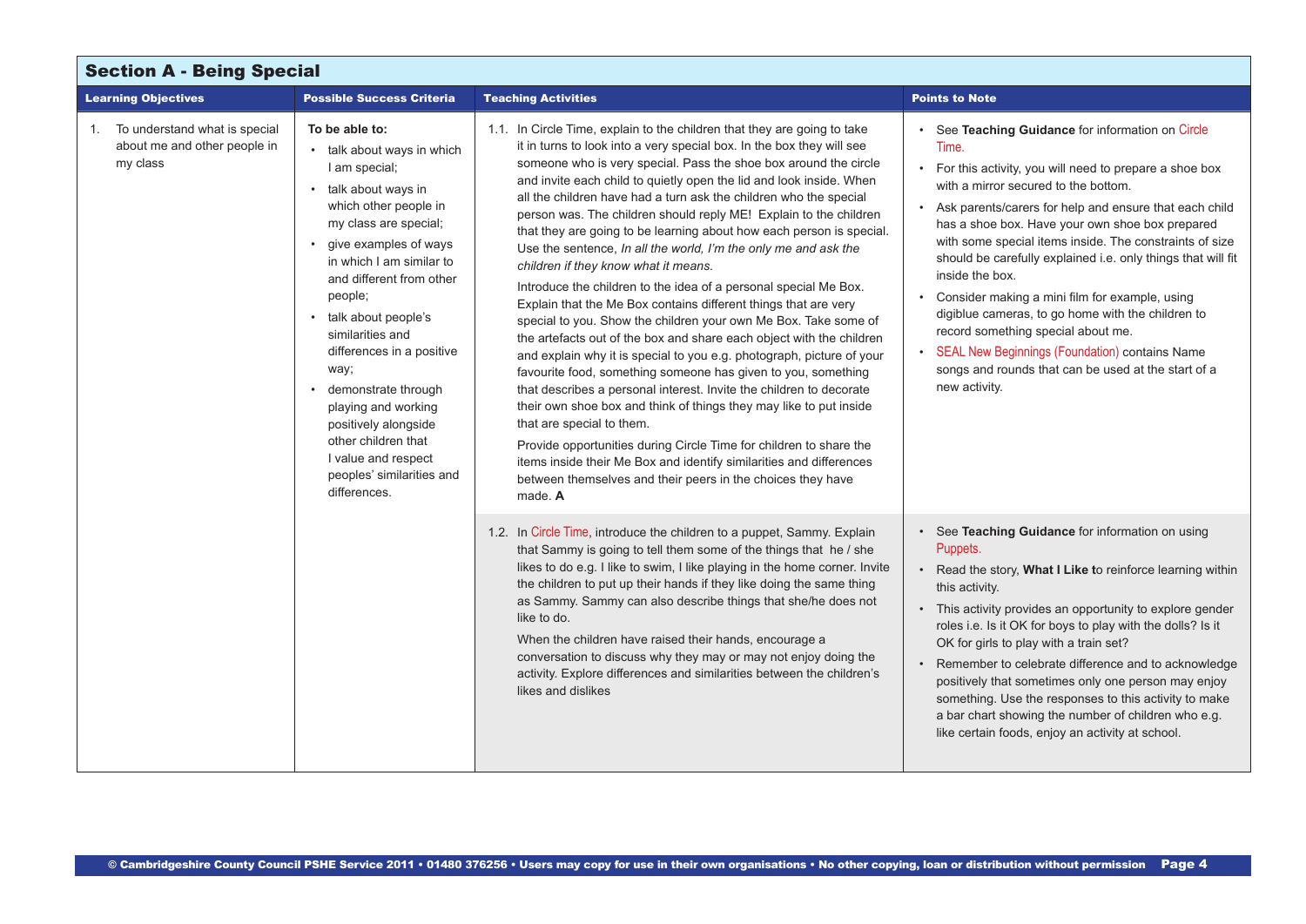## Section A - Being Special

| Learning Objectives | Possible Success Criteria | Teaching Activities | Points to Note |
|---|---|---|---|
| 1. To understand what is special about me and other people in my class | **To be able to:**<br>• talk about ways in which I am special;<br>• talk about ways in which other people in my class are special;<br>• give examples of ways in which I am similar to and different from other people;<br>• talk about people's similarities and differences in a positive way;<br>• demonstrate through playing and working positively alongside other children that I value and respect peoples' similarities and differences. | 1.1. In Circle Time, explain to the children that they are going to take it in turns to look into a very special box. In the box they will see someone who is very special. Pass the shoe box around the circle and invite each child to quietly open the lid and look inside. When all the children have had a turn ask the children who the special person was. The children should reply ME! Explain to the children that they are going to be learning about how each person is special. Use the sentence, *In all the world, I'm the only me and ask the children if they know what it means.*<br><br>Introduce the children to the idea of a personal special Me Box. Explain that the Me Box contains different things that are very special to you. Show the children your own Me Box. Take some of the artefacts out of the box and share each object with the children and explain why it is special to you e.g. photograph, picture of your favourite food, something someone has given to you, something that describes a personal interest. Invite the children to decorate their own shoe box and think of things they may like to put inside that are special to them.<br><br>Provide opportunities during Circle Time for children to share the items inside their Me Box and identify similarities and differences between themselves and their peers in the choices they have made. **A** | • See **Teaching Guidance** for information on Circle Time.<br>• For this activity, you will need to prepare a shoe box with a mirror secured to the bottom.<br>• Ask parents/carers for help and ensure that each child has a shoe box. Have your own shoe box prepared with some special items inside. The constraints of size should be carefully explained i.e. only things that will fit inside the box.<br>• Consider making a mini film for example, using digiblue cameras, to go home with the children to record something special about me.<br>• SEAL New Beginnings (Foundation) contains Name songs and rounds that can be used at the start of a new activity. |
| | | 1.2. In Circle Time, introduce the children to a puppet, Sammy. Explain that Sammy is going to tell them some of the things that he / she likes to do e.g. I like to swim, I like playing in the home corner. Invite the children to put up their hands if they like doing the same thing as Sammy. Sammy can also describe things that she/he does not like to do.<br><br>When the children have raised their hands, encourage a conversation to discuss why they may or may not enjoy doing the activity. Explore differences and similarities between the children's likes and dislikes | • See **Teaching Guidance** for information on using Puppets.<br>• Read the story, **What I Like t**o reinforce learning within this activity.<br>• This activity provides an opportunity to explore gender roles i.e. Is it OK for boys to play with the dolls? Is it OK for girls to play with a train set?<br>• Remember to celebrate difference and to acknowledge positively that sometimes only one person may enjoy something. Use the responses to this activity to make a bar chart showing the number of children who e.g. like certain foods, enjoy an activity at school. |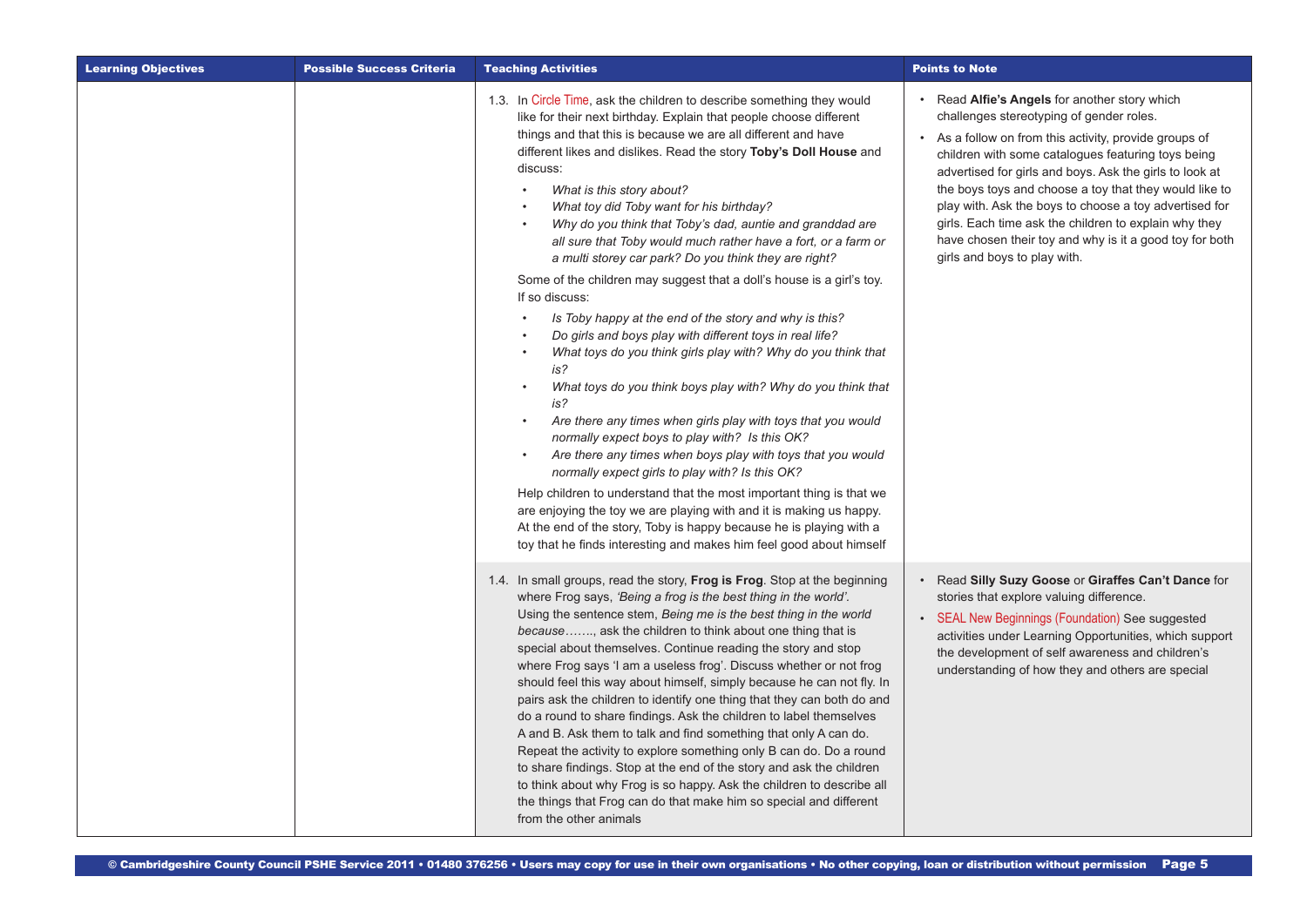| Learning Objectives | Possible Success Criteria | Teaching Activities | Points to Note |
|---|---|---|---|
| | | 1.3. In Circle Time, ask the children to describe something they would like for their next birthday. Explain that people choose different things and that this is because we are all different and have different likes and dislikes. Read the story **Toby's Doll House** and discuss:<br>• *What is this story about?*<br>• *What toy did Toby want for his birthday?*<br>• *Why do you think that Toby's dad, auntie and granddad are all sure that Toby would much rather have a fort, or a farm or a multi storey car park? Do you think they are right?*<br>Some of the children may suggest that a doll's house is a girl's toy. If so discuss:<br>• *Is Toby happy at the end of the story and why is this?*<br>• *Do girls and boys play with different toys in real life?*<br>• *What toys do you think girls play with? Why do you think that is?*<br>• *What toys do you think boys play with? Why do you think that is?*<br>• *Are there any times when girls play with toys that you would normally expect boys to play with? Is this OK?*<br>• *Are there any times when boys play with toys that you would normally expect girls to play with? Is this OK?*<br>Help children to understand that the most important thing is that we are enjoying the toy we are playing with and it is making us happy. At the end of the story, Toby is happy because he is playing with a toy that he finds interesting and makes him feel good about himself | • Read **Alfie's Angels** for another story which challenges stereotyping of gender roles.<br>• As a follow on from this activity, provide groups of children with some catalogues featuring toys being advertised for girls and boys. Ask the girls to look at the boys toys and choose a toy that they would like to play with. Ask the boys to choose a toy advertised for girls. Each time ask the children to explain why they have chosen their toy and why is it a good toy for both girls and boys to play with. |
| | | 1.4. In small groups, read the story, **Frog is Frog**. Stop at the beginning where Frog says, *'Being a frog is the best thing in the world'*. Using the sentence stem, *Being me is the best thing in the world because*……., ask the children to think about one thing that is special about themselves. Continue reading the story and stop where Frog says 'I am a useless frog'. Discuss whether or not frog should feel this way about himself, simply because he can not fly. In pairs ask the children to identify one thing that they can both do and do a round to share findings. Ask the children to label themselves A and B. Ask them to talk and find something that only A can do. Repeat the activity to explore something only B can do. Do a round to share findings. Stop at the end of the story and ask the children to think about why Frog is so happy. Ask the children to describe all the things that Frog can do that make him so special and different from the other animals | • Read **Silly Suzy Goose** or **Giraffes Can't Dance** for stories that explore valuing difference.<br>• SEAL New Beginnings (Foundation) See suggested activities under Learning Opportunities, which support the development of self awareness and children's understanding of how they and others are special |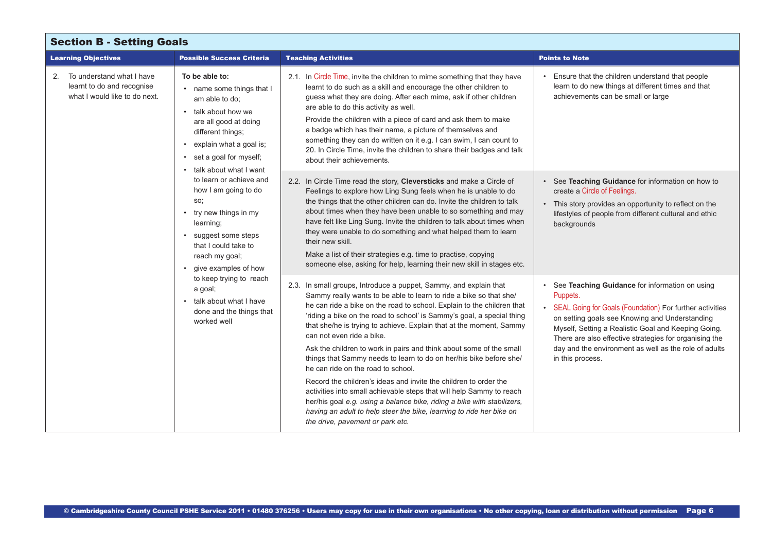## Section B - Setting Goals

| Learning Objectives | Possible Success Criteria | Teaching Activities | Points to Note |
|---|---|---|---|
| 2. To understand what I have learnt to do and recognise what I would like to do next. | **To be able to:**<br>• name some things that I am able to do;<br>• talk about how we are all good at doing different things;<br>• explain what a goal is;<br>• set a goal for myself;<br>• talk about what I want to learn or achieve and how I am going to do so;<br>• try new things in my learning;<br>• suggest some steps that I could take to reach my goal;<br>• give examples of how to keep trying to reach a goal;<br>• talk about what I have done and the things that worked well | 2.1. In Circle Time, invite the children to mime something that they have learnt to do such as a skill and encourage the other children to guess what they are doing. After each mime, ask if other children are able to do this activity as well.<br>Provide the children with a piece of card and ask them to make a badge which has their name, a picture of themselves and something they can do written on it e.g. I can swim, I can count to 20. In Circle Time, invite the children to share their badges and talk about their achievements. | • Ensure that the children understand that people learn to do new things at different times and that achievements can be small or large |
| | | 2.2. In Circle Time read the story, **Cleversticks** and make a Circle of Feelings to explore how Ling Sung feels when he is unable to do the things that the other children can do. Invite the children to talk about times when they have been unable to so something and may have felt like Ling Sung. Invite the children to talk about times when they were unable to do something and what helped them to learn their new skill.<br>Make a list of their strategies e.g. time to practise, copying someone else, asking for help, learning their new skill in stages etc. | • See **Teaching Guidance** for information on how to create a Circle of Feelings.<br>• This story provides an opportunity to reflect on the lifestyles of people from different cultural and ethic backgrounds |
| | | 2.3. In small groups, Introduce a puppet, Sammy, and explain that Sammy really wants to be able to learn to ride a bike so that she/he can ride a bike on the road to school. Explain to the children that 'riding a bike on the road to school' is Sammy's goal, a special thing that she/he is trying to achieve. Explain that at the moment, Sammy can not even ride a bike.<br>Ask the children to work in pairs and think about some of the small things that Sammy needs to learn to do on her/his bike before she/he can ride on the road to school.<br>Record the children's ideas and invite the children to order the activities into small achievable steps that will help Sammy to reach her/his goal *e.g. using a balance bike, riding a bike with stabilizers, having an adult to help steer the bike, learning to ride her bike on the drive, pavement or park etc.* | • See **Teaching Guidance** for information on using Puppets.<br>• SEAL Going for Goals (Foundation) For further activities on setting goals see Knowing and Understanding Myself, Setting a Realistic Goal and Keeping Going. There are also effective strategies for organising the day and the environment as well as the role of adults in this process. |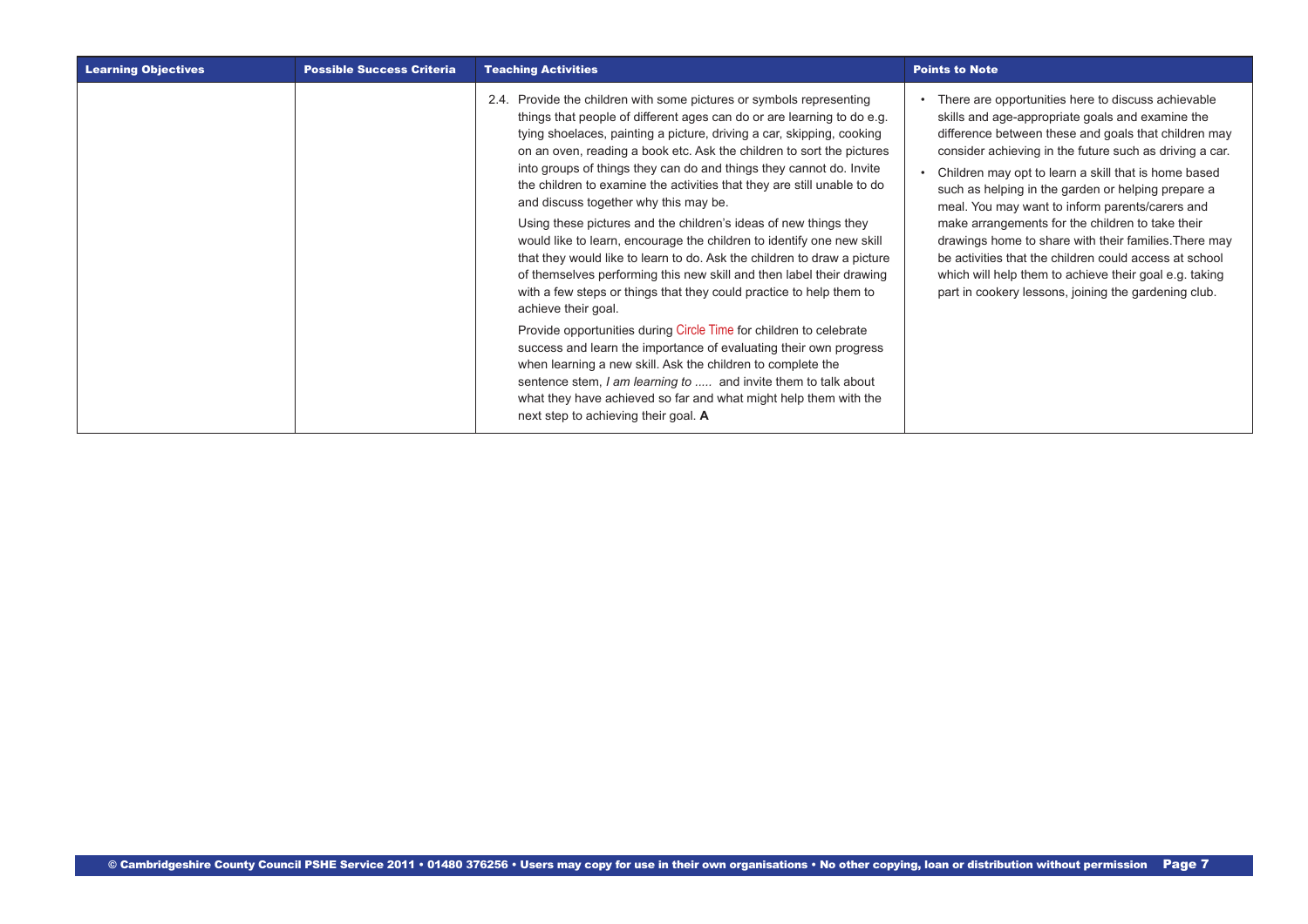| Learning Objectives | Possible Success Criteria | Teaching Activities | Points to Note |
| --- | --- | --- | --- |
| | | 2.4. Provide the children with some pictures or symbols representing things that people of different ages can do or are learning to do e.g. tying shoelaces, painting a picture, driving a car, skipping, cooking on an oven, reading a book etc. Ask the children to sort the pictures into groups of things they can do and things they cannot do. Invite the children to examine the activities that they are still unable to do and discuss together why this may be.<br><br>Using these pictures and the children's ideas of new things they would like to learn, encourage the children to identify one new skill that they would like to learn to do. Ask the children to draw a picture of themselves performing this new skill and then label their drawing with a few steps or things that they could practice to help them to achieve their goal.<br><br>Provide opportunities during Circle Time for children to celebrate success and learn the importance of evaluating their own progress when learning a new skill. Ask the children to complete the sentence stem, *I am learning to .....* and invite them to talk about what they have achieved so far and what might help them with the next step to achieving their goal. **A** | • There are opportunities here to discuss achievable skills and age-appropriate goals and examine the difference between these and goals that children may consider achieving in the future such as driving a car.<br>• Children may opt to learn a skill that is home based such as helping in the garden or helping prepare a meal. You may want to inform parents/carers and make arrangements for the children to take their drawings home to share with their families.There may be activities that the children could access at school which will help them to achieve their goal e.g. taking part in cookery lessons, joining the gardening club. |

© Cambridgeshire County Council PSHE Service 2011 • 01480 376256 • Users may copy for use in their own organisations • No other copying, loan or distribution without permission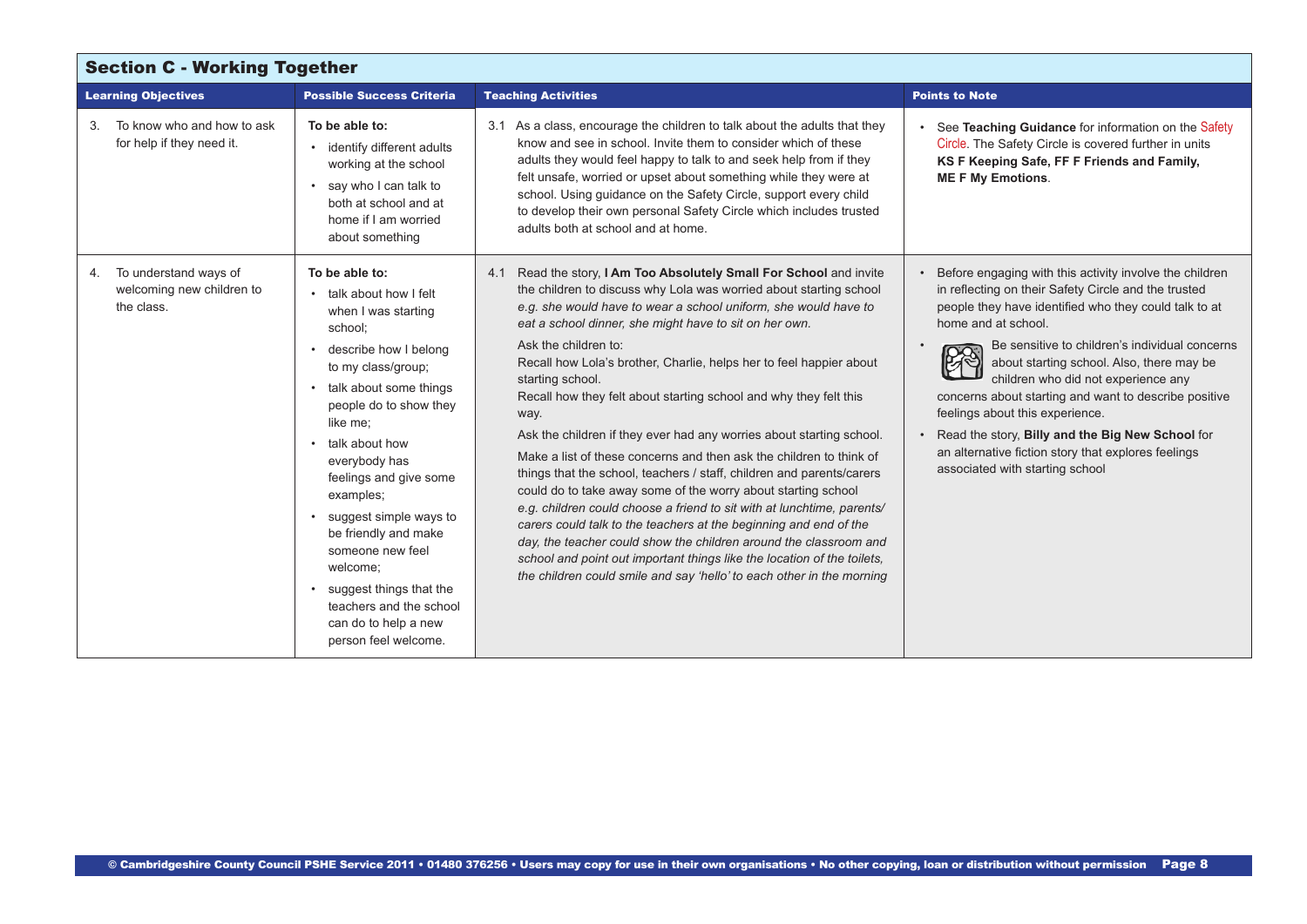## Section C - Working Together

| Learning Objectives | Possible Success Criteria | Teaching Activities | Points to Note |
|---|---|---|---|
| 3. To know who and how to ask for help if they need it. | **To be able to:**<br>• identify different adults working at the school<br>• say who I can talk to both at school and at home if I am worried about something | 3.1 As a class, encourage the children to talk about the adults that they know and see in school. Invite them to consider which of these adults they would feel happy to talk to and seek help from if they felt unsafe, worried or upset about something while they were at school. Using guidance on the Safety Circle, support every child to develop their own personal Safety Circle which includes trusted adults both at school and at home. | • See **Teaching Guidance** for information on the Safety Circle. The Safety Circle is covered further in units **KS F Keeping Safe, FF F Friends and Family, ME F My Emotions**. |
| 4. To understand ways of welcoming new children to the class. | **To be able to:**<br>• talk about how I felt when I was starting school;<br>• describe how I belong to my class/group;<br>• talk about some things people do to show they like me;<br>• talk about how everybody has feelings and give some examples;<br>• suggest simple ways to be friendly and make someone new feel welcome;<br>• suggest things that the teachers and the school can do to help a new person feel welcome. | 4.1 Read the story, **I Am Too Absolutely Small For School** and invite the children to discuss why Lola was worried about starting school *e.g. she would have to wear a school uniform, she would have to eat a school dinner, she might have to sit on her own.*<br>Ask the children to:<br>Recall how Lola's brother, Charlie, helps her to feel happier about starting school.<br>Recall how they felt about starting school and why they felt this way.<br>Ask the children if they ever had any worries about starting school.<br>Make a list of these concerns and then ask the children to think of things that the school, teachers / staff, children and parents/carers could do to take away some of the worry about starting school *e.g. children could choose a friend to sit with at lunchtime, parents/carers could talk to the teachers at the beginning and end of the day, the teacher could show the children around the classroom and school and point out important things like the location of the toilets, the children could smile and say 'hello' to each other in the morning* | • Before engaging with this activity involve the children in reflecting on their Safety Circle and the trusted people they have identified who they could talk to at home and at school.<br>• Be sensitive to children's individual concerns about starting school. Also, there may be children who did not experience any concerns about starting and want to describe positive feelings about this experience.<br>• Read the story, **Billy and the Big New School** for an alternative fiction story that explores feelings associated with starting school |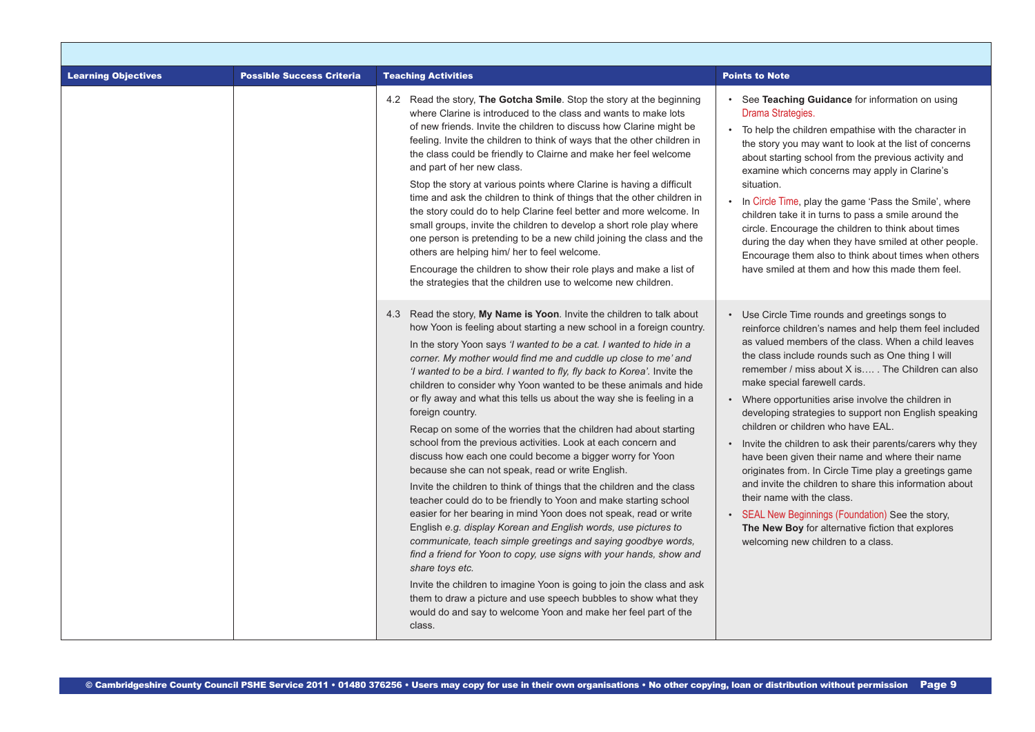| Learning Objectives | Possible Success Criteria | Teaching Activities | Points to Note |
|---|---|---|---|
| | | 4.2 Read the story, **The Gotcha Smile**. Stop the story at the beginning where Clarine is introduced to the class and wants to make lots of new friends. Invite the children to discuss how Clarine might be feeling. Invite the children to think of ways that the other children in the class could be friendly to Clairne and make her feel welcome and part of her new class.<br><br>Stop the story at various points where Clarine is having a difficult time and ask the children to think of things that the other children in the story could do to help Clarine feel better and more welcome. In small groups, invite the children to develop a short role play where one person is pretending to be a new child joining the class and the others are helping him/ her to feel welcome.<br><br>Encourage the children to show their role plays and make a list of the strategies that the children use to welcome new children. | • See **Teaching Guidance** for information on using Drama Strategies.<br>• To help the children empathise with the character in the story you may want to look at the list of concerns about starting school from the previous activity and examine which concerns may apply in Clarine's situation.<br>• In Circle Time, play the game 'Pass the Smile', where children take it in turns to pass a smile around the circle. Encourage the children to think about times during the day when they have smiled at other people. Encourage them also to think about times when others have smiled at them and how this made them feel. |
| | | 4.3 Read the story, **My Name is Yoon**. Invite the children to talk about how Yoon is feeling about starting a new school in a foreign country.<br><br>In the story Yoon says *'I wanted to be a cat. I wanted to hide in a corner. My mother would find me and cuddle up close to me' and 'I wanted to be a bird. I wanted to fly, fly back to Korea'.* Invite the children to consider why Yoon wanted to be these animals and hide or fly away and what this tells us about the way she is feeling in a foreign country.<br><br>Recap on some of the worries that the children had about starting school from the previous activities. Look at each concern and discuss how each one could become a bigger worry for Yoon because she can not speak, read or write English.<br><br>Invite the children to think of things that the children and the class teacher could do to be friendly to Yoon and make starting school easier for her bearing in mind Yoon does not speak, read or write English *e.g. display Korean and English words, use pictures to communicate, teach simple greetings and saying goodbye words, find a friend for Yoon to copy, use signs with your hands, show and share toys etc.*<br><br>Invite the children to imagine Yoon is going to join the class and ask them to draw a picture and use speech bubbles to show what they would do and say to welcome Yoon and make her feel part of the class. | • Use Circle Time rounds and greetings songs to reinforce children's names and help them feel included as valued members of the class. When a child leaves the class include rounds such as One thing I will remember / miss about X is…. . The Children can also make special farewell cards.<br>• Where opportunities arise involve the children in developing strategies to support non English speaking children or children who have EAL.<br>• Invite the children to ask their parents/carers why they have been given their name and where their name originates from. In Circle Time play a greetings game and invite the children to share this information about their name with the class.<br>• SEAL New Beginnings (Foundation) See the story, **The New Boy** for alternative fiction that explores welcoming new children to a class. |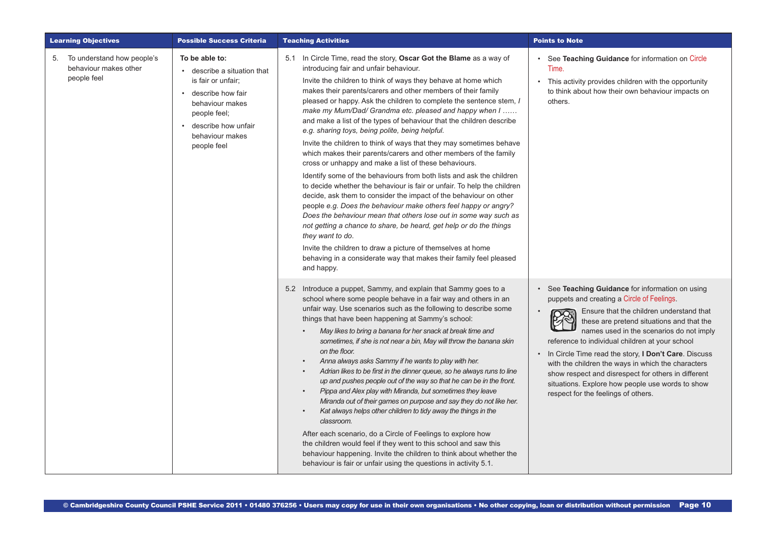| Learning Objectives | Possible Success Criteria | Teaching Activities | Points to Note |
|---|---|---|---|
| 5. To understand how people's behaviour makes other people feel | **To be able to:**<br>• describe a situation that is fair or unfair;<br>• describe how fair behaviour makes people feel;<br>• describe how unfair behaviour makes people feel | 5.1 In Circle Time, read the story, **Oscar Got the Blame** as a way of introducing fair and unfair behaviour.<br>Invite the children to think of ways they behave at home which makes their parents/carers and other members of their family pleased or happy. Ask the children to complete the sentence stem, *I make my Mum/Dad/ Grandma etc. pleased and happy when I ……* and make a list of the types of behaviour that the children describe *e.g. sharing toys, being polite, being helpful.*<br>Invite the children to think of ways that they may sometimes behave which makes their parents/carers and other members of the family cross or unhappy and make a list of these behaviours.<br>Identify some of the behaviours from both lists and ask the children to decide whether the behaviour is fair or unfair. To help the children decide, ask them to consider the impact of the behaviour on other people *e.g. Does the behaviour make others feel happy or angry? Does the behaviour mean that others lose out in some way such as not getting a chance to share, be heard, get help or do the things they want to do.*<br>Invite the children to draw a picture of themselves at home behaving in a considerate way that makes their family feel pleased and happy. | • See **Teaching Guidance** for information on Circle Time.<br>• This activity provides children with the opportunity to think about how their own behaviour impacts on others. |
| | | 5.2 Introduce a puppet, Sammy, and explain that Sammy goes to a school where some people behave in a fair way and others in an unfair way. Use scenarios such as the following to describe some things that have been happening at Sammy's school:<br>• *May likes to bring a banana for her snack at break time and sometimes, if she is not near a bin, May will throw the banana skin on the floor.*<br>• *Anna always asks Sammy if he wants to play with her.*<br>• *Adrian likes to be first in the dinner queue, so he always runs to line up and pushes people out of the way so that he can be in the front.*<br>• *Pippa and Alex play with Miranda, but sometimes they leave Miranda out of their games on purpose and say they do not like her.*<br>• *Kat always helps other children to tidy away the things in the classroom.*<br>After each scenario, do a Circle of Feelings to explore how the children would feel if they went to this school and saw this behaviour happening. Invite the children to think about whether the behaviour is fair or unfair using the questions in activity 5.1. | • See **Teaching Guidance** for information on using puppets and creating a Circle of Feelings.<br>• Ensure that the children understand that these are pretend situations and that the names used in the scenarios do not imply reference to individual children at your school<br>• In Circle Time read the story, **I Don't Care**. Discuss with the children the ways in which the characters show respect and disrespect for others in different situations. Explore how people use words to show respect for the feelings of others. |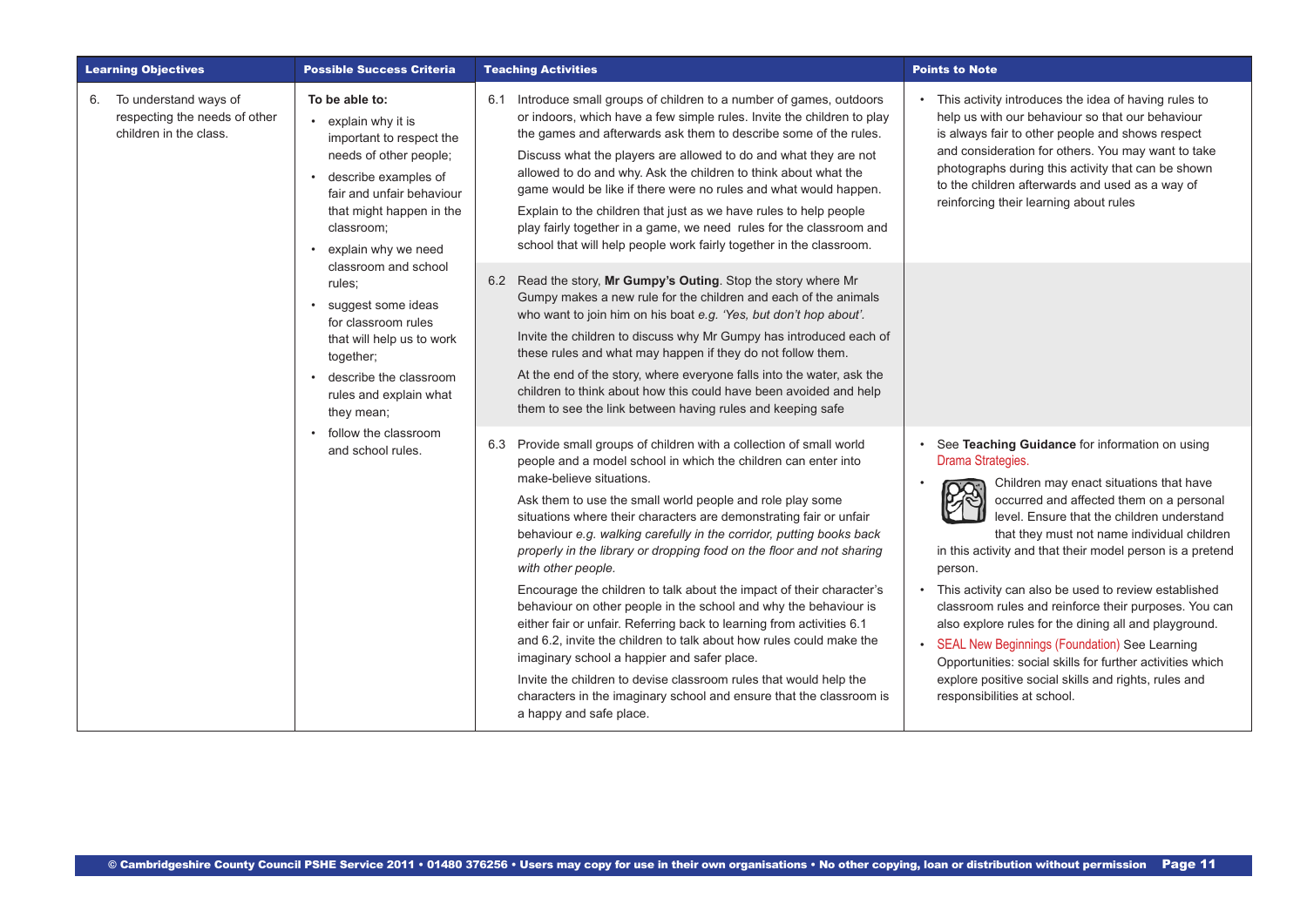| Learning Objectives | Possible Success Criteria | Teaching Activities | Points to Note |
|---|---|---|---|
| 6. To understand ways of respecting the needs of other children in the class. | **To be able to:**<br>• explain why it is important to respect the needs of other people;<br>• describe examples of fair and unfair behaviour that might happen in the classroom;<br>• explain why we need classroom and school rules;<br>• suggest some ideas for classroom rules that will help us to work together;<br>• describe the classroom rules and explain what they mean;<br>• follow the classroom and school rules. | 6.1 Introduce small groups of children to a number of games, outdoors or indoors, which have a few simple rules. Invite the children to play the games and afterwards ask them to describe some of the rules.<br>Discuss what the players are allowed to do and what they are not allowed to do and why. Ask the children to think about what the game would be like if there were no rules and what would happen.<br>Explain to the children that just as we have rules to help people play fairly together in a game, we need rules for the classroom and school that will help people work fairly together in the classroom. | • This activity introduces the idea of having rules to help us with our behaviour so that our behaviour is always fair to other people and shows respect and consideration for others. You may want to take photographs during this activity that can be shown to the children afterwards and used as a way of reinforcing their learning about rules |
| | | 6.2 Read the story, **Mr Gumpy's Outing**. Stop the story where Mr Gumpy makes a new rule for the children and each of the animals who want to join him on his boat *e.g. 'Yes, but don't hop about'.*<br>Invite the children to discuss why Mr Gumpy has introduced each of these rules and what may happen if they do not follow them.<br>At the end of the story, where everyone falls into the water, ask the children to think about how this could have been avoided and help them to see the link between having rules and keeping safe | |
| | | 6.3 Provide small groups of children with a collection of small world people and a model school in which the children can enter into make-believe situations.<br>Ask them to use the small world people and role play some situations where their characters are demonstrating fair or unfair behaviour *e.g. walking carefully in the corridor, putting books back properly in the library or dropping food on the floor and not sharing with other people.*<br>Encourage the children to talk about the impact of their character's behaviour on other people in the school and why the behaviour is either fair or unfair. Referring back to learning from activities 6.1 and 6.2, invite the children to talk about how rules could make the imaginary school a happier and safer place.<br>Invite the children to devise classroom rules that would help the characters in the imaginary school and ensure that the classroom is a happy and safe place. | • See **Teaching Guidance** for information on using Drama Strategies.<br>• Children may enact situations that have occurred and affected them on a personal level. Ensure that the children understand that they must not name individual children in this activity and that their model person is a pretend person.<br>• This activity can also be used to review established classroom rules and reinforce their purposes. You can also explore rules for the dining all and playground.<br>• SEAL New Beginnings (Foundation) See Learning Opportunities: social skills for further activities which explore positive social skills and rights, rules and responsibilities at school. |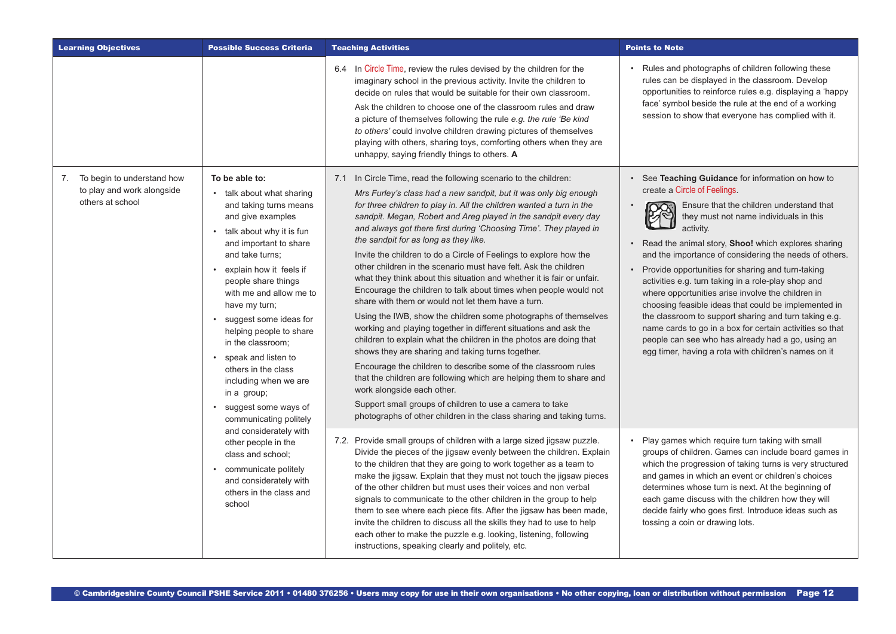| Learning Objectives | Possible Success Criteria | Teaching Activities | Points to Note |
|---|---|---|---|
| | | 6.4 In Circle Time, review the rules devised by the children for the imaginary school in the previous activity. Invite the children to decide on rules that would be suitable for their own classroom.<br>Ask the children to choose one of the classroom rules and draw a picture of themselves following the rule *e.g. the rule 'Be kind to others'* could involve children drawing pictures of themselves playing with others, sharing toys, comforting others when they are unhappy, saying friendly things to others. **A** | • Rules and photographs of children following these rules can be displayed in the classroom. Develop opportunities to reinforce rules e.g. displaying a 'happy face' symbol beside the rule at the end of a working session to show that everyone has complied with it. |
| 7. To begin to understand how to play and work alongside others at school | **To be able to:**<br>• talk about what sharing and taking turns means and give examples<br>• talk about why it is fun and important to share and take turns;<br>• explain how it feels if people share things with me and allow me to have my turn;<br>• suggest some ideas for helping people to share in the classroom;<br>• speak and listen to others in the class including when we are in a group;<br>• suggest some ways of communicating politely and considerately with other people in the class and school;<br>• communicate politely and considerately with others in the class and school | 7.1 In Circle Time, read the following scenario to the children:<br>*Mrs Furley's class had a new sandpit, but it was only big enough for three children to play in. All the children wanted a turn in the sandpit. Megan, Robert and Areg played in the sandpit every day and always got there first during 'Choosing Time'. They played in the sandpit for as long as they like.*<br>Invite the children to do a Circle of Feelings to explore how the other children in the scenario must have felt. Ask the children what they think about this situation and whether it is fair or unfair. Encourage the children to talk about times when people would not share with them or would not let them have a turn.<br>Using the IWB, show the children some photographs of themselves working and playing together in different situations and ask the children to explain what the children in the photos are doing that shows they are sharing and taking turns together.<br>Encourage the children to describe some of the classroom rules that the children are following which are helping them to share and work alongside each other.<br>Support small groups of children to use a camera to take photographs of other children in the class sharing and taking turns. | • See **Teaching Guidance** for information on how to create a Circle of Feelings.<br>• Ensure that the children understand that they must not name individuals in this activity.<br>• Read the animal story, **Shoo!** which explores sharing and the importance of considering the needs of others.<br>• Provide opportunities for sharing and turn-taking activities e.g. turn taking in a role-play shop and where opportunities arise involve the children in choosing feasible ideas that could be implemented in the classroom to support sharing and turn taking e.g. name cards to go in a box for certain activities so that people can see who has already had a go, using an egg timer, having a rota with children's names on it |
| | | 7.2. Provide small groups of children with a large sized jigsaw puzzle. Divide the pieces of the jigsaw evenly between the children. Explain to the children that they are going to work together as a team to make the jigsaw. Explain that they must not touch the jigsaw pieces of the other children but must uses their voices and non verbal signals to communicate to the other children in the group to help them to see where each piece fits. After the jigsaw has been made, invite the children to discuss all the skills they had to use to help each other to make the puzzle e.g. looking, listening, following instructions, speaking clearly and politely, etc. | • Play games which require turn taking with small groups of children. Games can include board games in which the progression of taking turns is very structured and games in which an event or children's choices determines whose turn is next. At the beginning of each game discuss with the children how they will decide fairly who goes first. Introduce ideas such as tossing a coin or drawing lots. |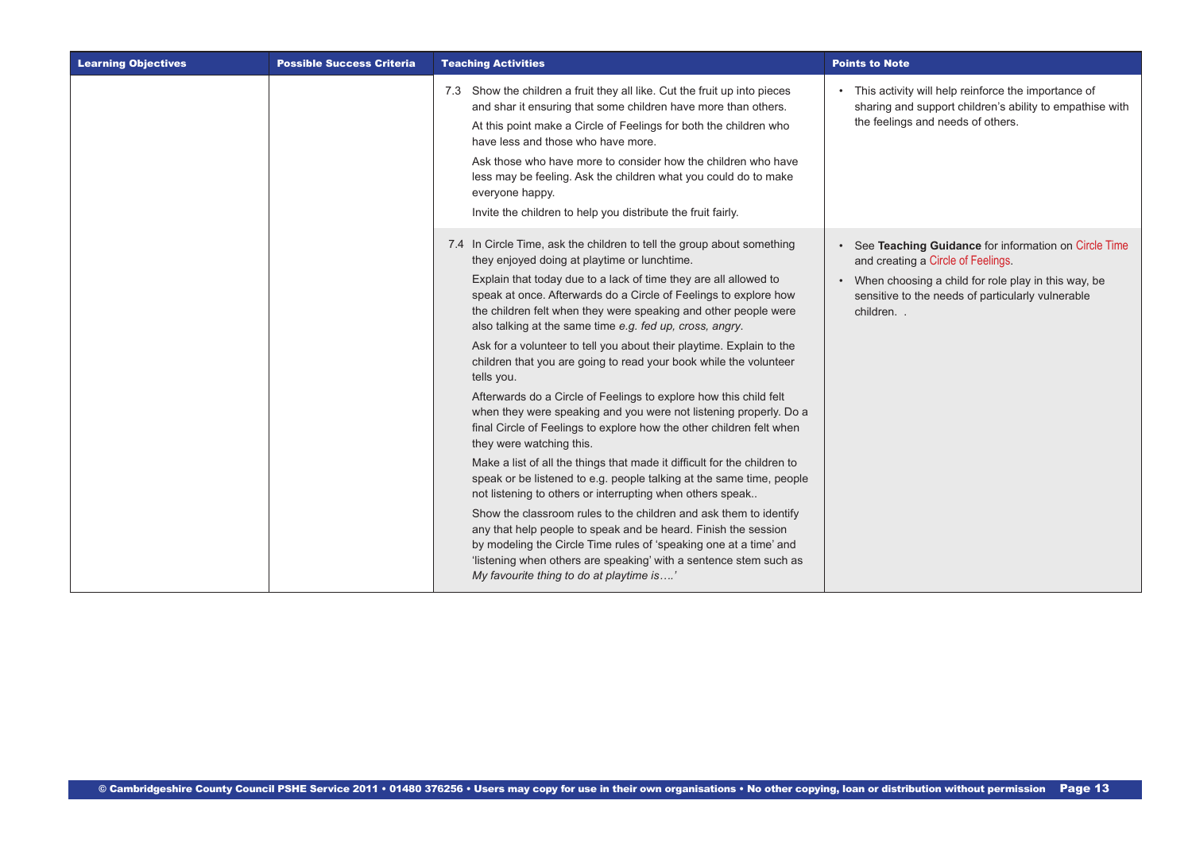| Learning Objectives | Possible Success Criteria | Teaching Activities | Points to Note |
|---|---|---|---|
| | | 7.3 Show the children a fruit they all like. Cut the fruit up into pieces and shar it ensuring that some children have more than others.<br><br>At this point make a Circle of Feelings for both the children who have less and those who have more.<br><br>Ask those who have more to consider how the children who have less may be feeling. Ask the children what you could do to make everyone happy.<br><br>Invite the children to help you distribute the fruit fairly. | • This activity will help reinforce the importance of sharing and support children's ability to empathise with the feelings and needs of others. |
| | | 7.4 In Circle Time, ask the children to tell the group about something they enjoyed doing at playtime or lunchtime.<br><br>Explain that today due to a lack of time they are all allowed to speak at once. Afterwards do a Circle of Feelings to explore how the children felt when they were speaking and other people were also talking at the same time *e.g. fed up, cross, angry*.<br><br>Ask for a volunteer to tell you about their playtime. Explain to the children that you are going to read your book while the volunteer tells you.<br><br>Afterwards do a Circle of Feelings to explore how this child felt when they were speaking and you were not listening properly. Do a final Circle of Feelings to explore how the other children felt when they were watching this.<br><br>Make a list of all the things that made it difficult for the children to speak or be listened to e.g. people talking at the same time, people not listening to others or interrupting when others speak..<br><br>Show the classroom rules to the children and ask them to identify any that help people to speak and be heard. Finish the session by modeling the Circle Time rules of 'speaking one at a time' and 'listening when others are speaking' with a sentence stem such as *My favourite thing to do at playtime is….'* | • See **Teaching Guidance** for information on Circle Time and creating a Circle of Feelings.<br><br>• When choosing a child for role play in this way, be sensitive to the needs of particularly vulnerable children. . |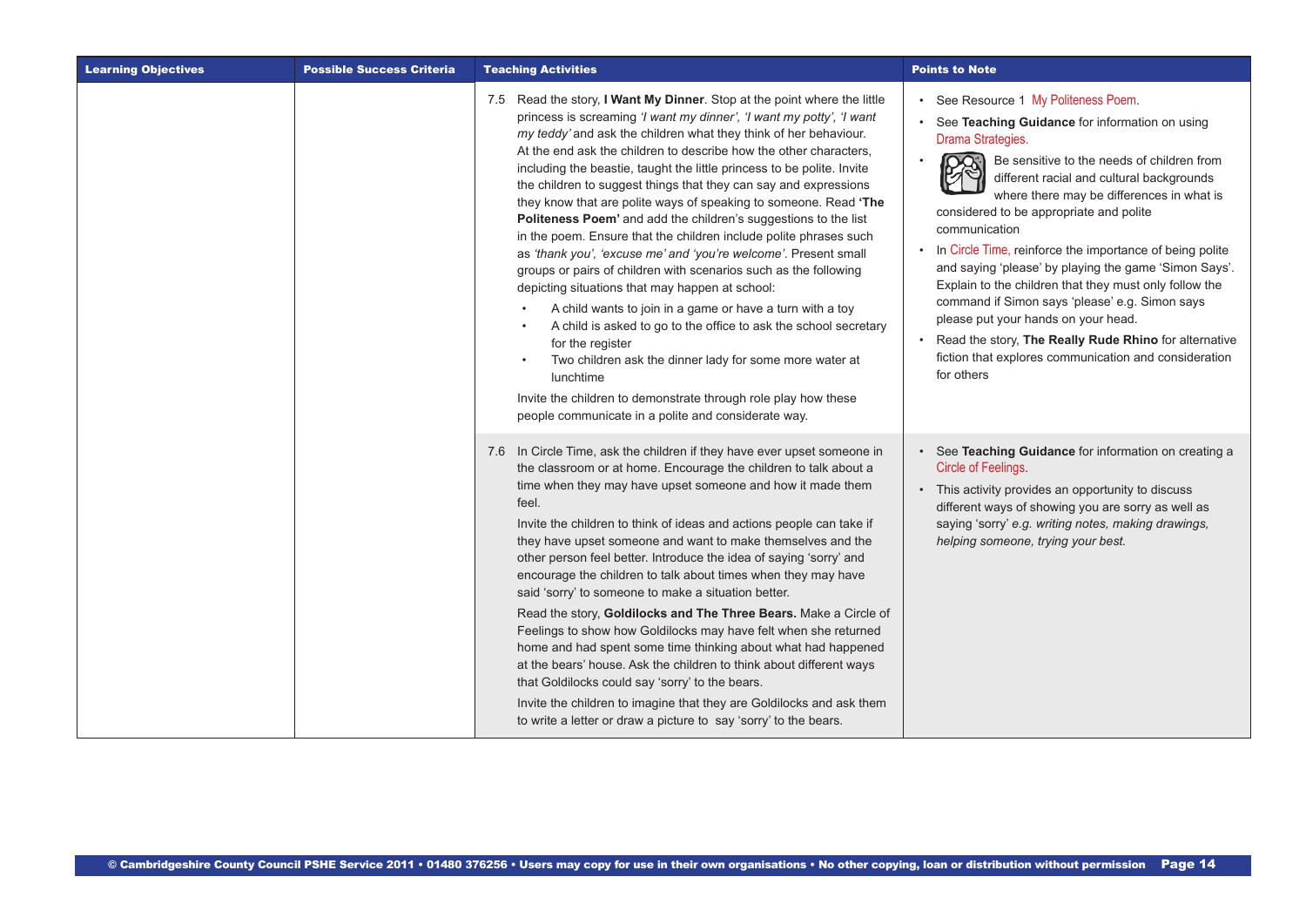| Learning Objectives | Possible Success Criteria | Teaching Activities | Points to Note |
|---|---|---|---|
| | | 7.5 Read the story, **I Want My Dinner**. Stop at the point where the little princess is screaming *'I want my dinner', 'I want my potty', 'I want my teddy'* and ask the children what they think of her behaviour. At the end ask the children to describe how the other characters, including the beastie, taught the little princess to be polite. Invite the children to suggest things that they can say and expressions they know that are polite ways of speaking to someone. Read **'The Politeness Poem'** and add the children's suggestions to the list in the poem. Ensure that the children include polite phrases such as *'thank you', 'excuse me' and 'you're welcome'*. Present small groups or pairs of children with scenarios such as the following depicting situations that may happen at school:<br>• A child wants to join in a game or have a turn with a toy<br>• A child is asked to go to the office to ask the school secretary for the register<br>• Two children ask the dinner lady for some more water at lunchtime<br><br>Invite the children to demonstrate through role play how these people communicate in a polite and considerate way. | • See Resource 1 My Politeness Poem.<br>• See **Teaching Guidance** for information on using Drama Strategies.<br>• Be sensitive to the needs of children from different racial and cultural backgrounds where there may be differences in what is considered to be appropriate and polite communication<br>• In Circle Time, reinforce the importance of being polite and saying 'please' by playing the game 'Simon Says'. Explain to the children that they must only follow the command if Simon says 'please' e.g. Simon says please put your hands on your head.<br>• Read the story, **The Really Rude Rhino** for alternative fiction that explores communication and consideration for others |
| | | 7.6 In Circle Time, ask the children if they have ever upset someone in the classroom or at home. Encourage the children to talk about a time when they may have upset someone and how it made them feel.<br><br>Invite the children to think of ideas and actions people can take if they have upset someone and want to make themselves and the other person feel better. Introduce the idea of saying 'sorry' and encourage the children to talk about times when they may have said 'sorry' to someone to make a situation better.<br><br>Read the story, **Goldilocks and The Three Bears.** Make a Circle of Feelings to show how Goldilocks may have felt when she returned home and had spent some time thinking about what had happened at the bears' house. Ask the children to think about different ways that Goldilocks could say 'sorry' to the bears.<br><br>Invite the children to imagine that they are Goldilocks and ask them to write a letter or draw a picture to say 'sorry' to the bears. | • See **Teaching Guidance** for information on creating a Circle of Feelings.<br>• This activity provides an opportunity to discuss different ways of showing you are sorry as well as saying 'sorry' *e.g. writing notes, making drawings, helping someone, trying your best.* |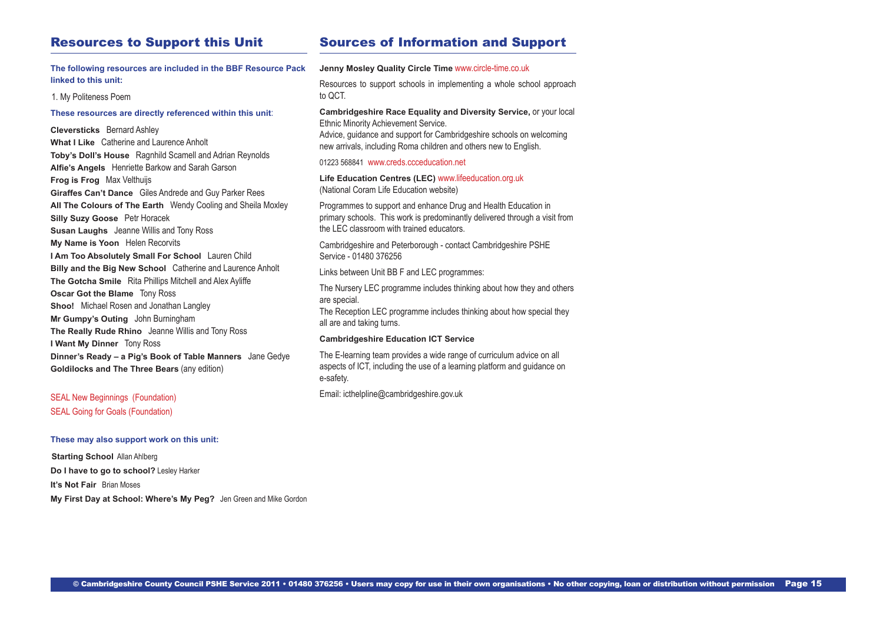## Resources to Support this Unit

**The following resources are included in the BBF Resource Pack linked to this unit:**

1. My Politeness Poem

**These resources are directly referenced within this unit**:

**Cleversticks** Bernard Ashley
**What I Like** Catherine and Laurence Anholt
**Toby's Doll's House** Ragnhild Scamell and Adrian Reynolds
**Alfie's Angels** Henriette Barkow and Sarah Garson
**Frog is Frog** Max Velthuijs
**Giraffes Can't Dance** Giles Andrede and Guy Parker Rees
**All The Colours of The Earth** Wendy Cooling and Sheila Moxley
**Silly Suzy Goose** Petr Horacek
**Susan Laughs** Jeanne Willis and Tony Ross
**My Name is Yoon** Helen Recorvits
**I Am Too Absolutely Small For School** Lauren Child
**Billy and the Big New School** Catherine and Laurence Anholt
**The Gotcha Smile** Rita Phillips Mitchell and Alex Ayliffe
**Oscar Got the Blame** Tony Ross
**Shoo!** Michael Rosen and Jonathan Langley
**Mr Gumpy's Outing** John Burningham
**The Really Rude Rhino** Jeanne Willis and Tony Ross
**I Want My Dinner** Tony Ross
**Dinner's Ready – a Pig's Book of Table Manners** Jane Gedye
**Goldilocks and The Three Bears** (any edition)

SEAL New Beginnings (Foundation)
SEAL Going for Goals (Foundation)

**These may also support work on this unit:**

**Starting School** Allan Ahlberg
**Do I have to go to school?** Lesley Harker
**It's Not Fair** Brian Moses
**My First Day at School: Where's My Peg?** Jen Green and Mike Gordon

## Sources of Information and Support

**Jenny Mosley Quality Circle Time** www.circle-time.co.uk

Resources to support schools in implementing a whole school approach to QCT.

**Cambridgeshire Race Equality and Diversity Service,** or your local Ethnic Minority Achievement Service.
Advice, guidance and support for Cambridgeshire schools on welcoming new arrivals, including Roma children and others new to English.

01223 568841 www.creds.ccceducation.net

**Life Education Centres (LEC)** www.lifeeducation.org.uk
(National Coram Life Education website)

Programmes to support and enhance Drug and Health Education in primary schools. This work is predominantly delivered through a visit from the LEC classroom with trained educators.

Cambridgeshire and Peterborough - contact Cambridgeshire PSHE Service - 01480 376256

Links between Unit BB F and LEC programmes:

The Nursery LEC programme includes thinking about how they and others are special.
The Reception LEC programme includes thinking about how special they all are and taking turns.

**Cambridgeshire Education ICT Service**

The E-learning team provides a wide range of curriculum advice on all aspects of ICT, including the use of a learning platform and guidance on e-safety.

Email: icthelpline@cambridgeshire.gov.uk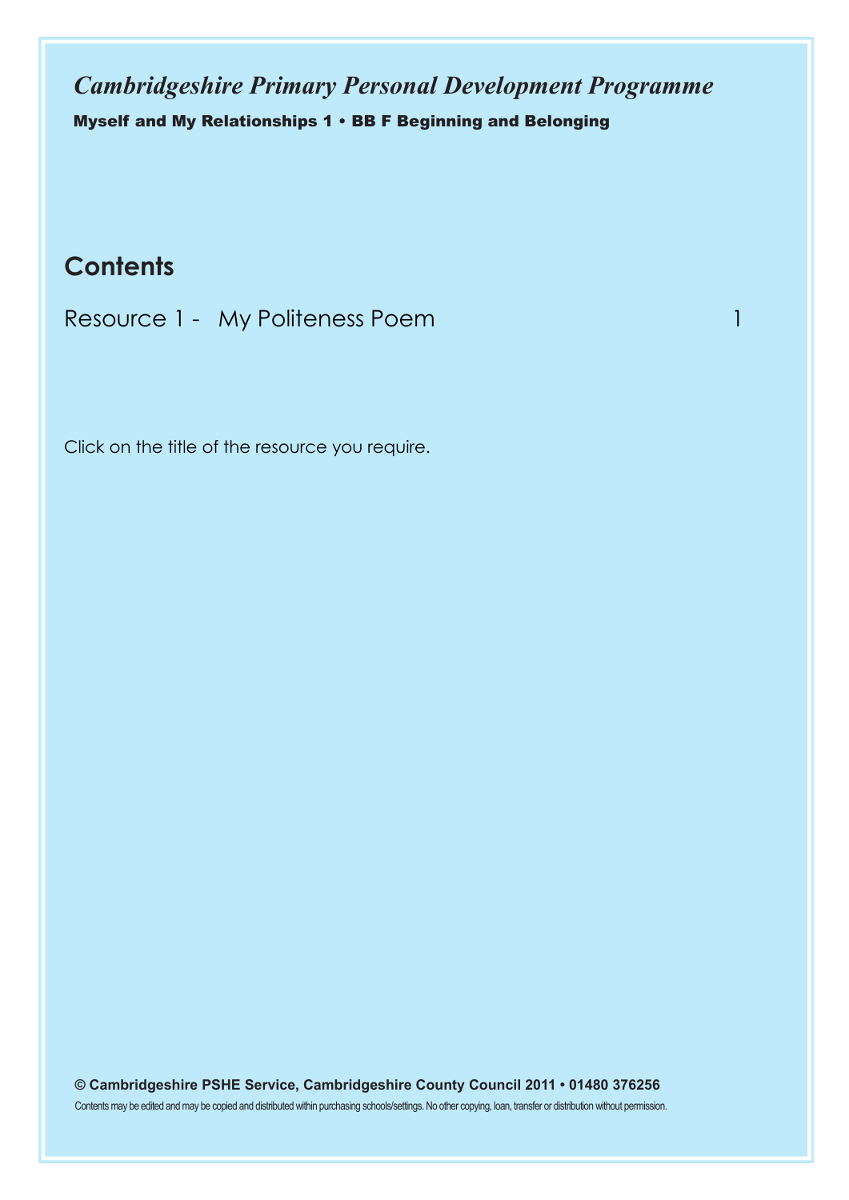*Cambridgeshire Primary Personal Development Programme*

**Myself and My Relationships 1 • BB F Beginning and Belonging**

## Contents

| Resource 1 - My Politeness Poem | 1 |
| --- | --- |

Click on the title of the resource you require.

**© Cambridgeshire PSHE Service, Cambridgeshire County Council 2011 • 01480 376256**

Contents may be edited and may be copied and distributed within purchasing schools/settings. No other copying, loan, transfer or distribution without permission.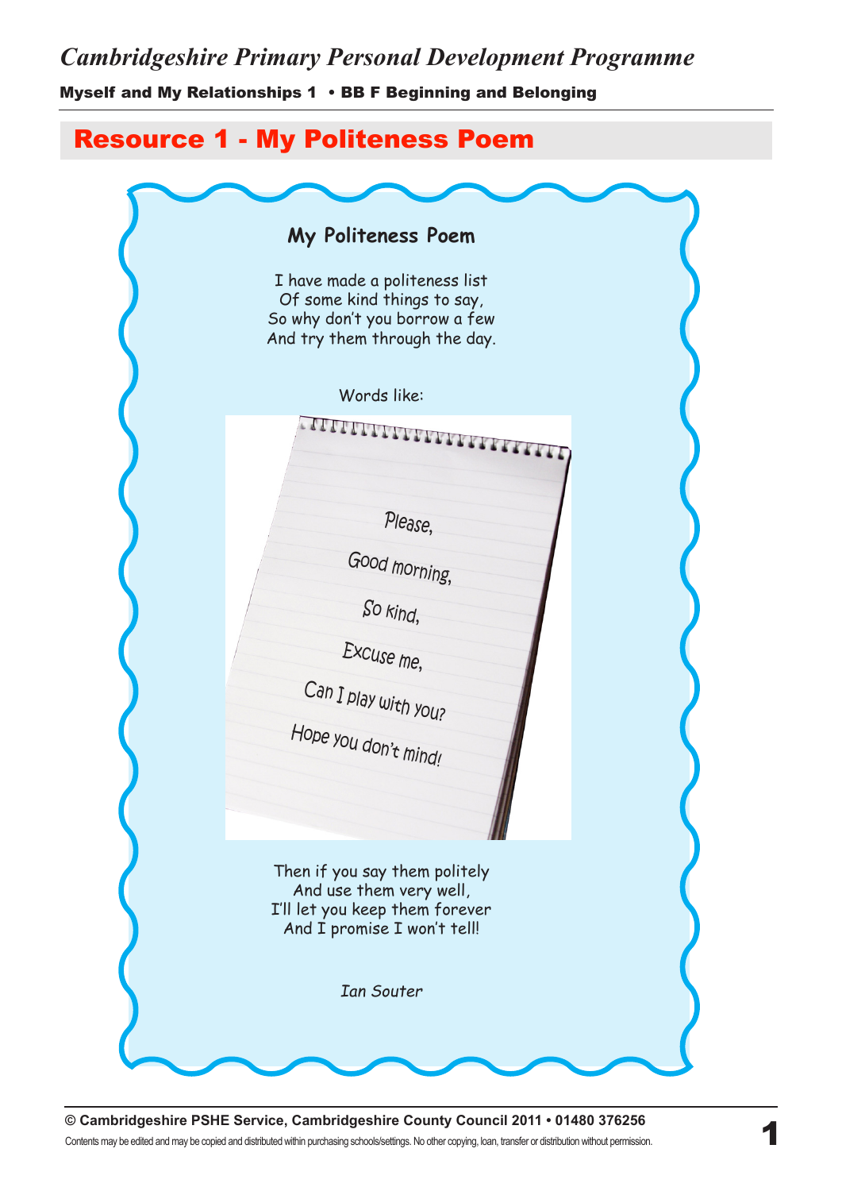# Cambridgeshire Primary Personal Development Programme

**Myself and My Relationships 1 • BB F Beginning and Belonging**

## Resource 1 - My Politeness Poem

### My Politeness Poem

I have made a politeness list
Of some kind things to say,
So why don't you borrow a few
And try them through the day.

Words like:

Please,

Good morning,

So kind,

Excuse me,

Can I play with you?

Hope you don't mind!

Then if you say them politely
And use them very well,
I'll let you keep them forever
And I promise I won't tell!

*Ian Souter*

**© Cambridgeshire PSHE Service, Cambridgeshire County Council 2011 • 01480 376256**

Contents may be edited and may be copied and distributed within purchasing schools/settings. No other copying, loan, transfer or distribution without permission.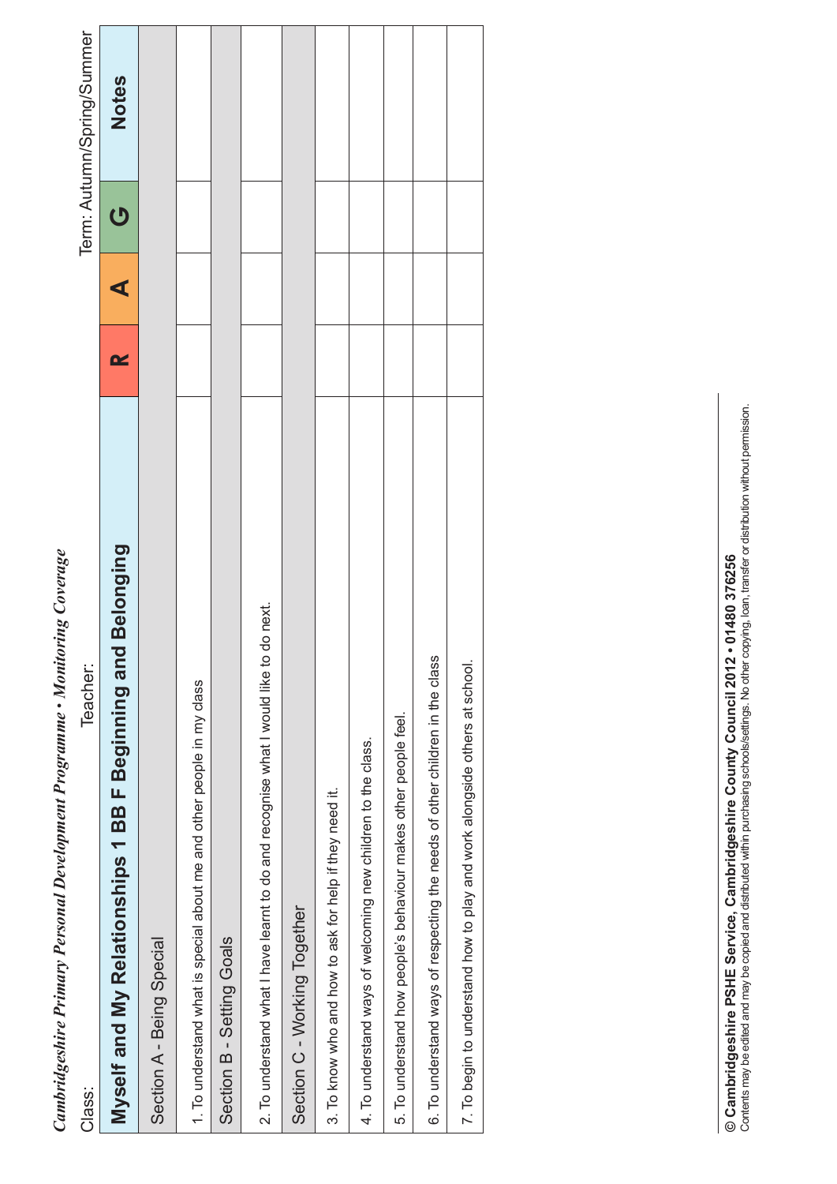*Cambridgeshire Primary Personal Development Programme • Monitoring Coverage*

Class: Teacher: Term: Autumn/Spring/Summer

| Myself and My Relationships 1 BB F Beginning and Belonging | R | A | G | Notes |
|---|---|---|---|---|
| Section A - Being Special | | | | |
| 1. To understand what is special about me and other people in my class | | | | |
| Section B - Setting Goals | | | | |
| 2. To understand what I have learnt to do and recognise what I would like to do next. | | | | |
| Section C - Working Together | | | | |
| 3. To know who and how to ask for help if they need it. | | | | |
| 4. To understand ways of welcoming new children to the class. | | | | |
| 5. To understand how people's behaviour makes other people feel. | | | | |
| 6. To understand ways of respecting the needs of other children in the class | | | | |
| 7. To begin to understand how to play and work alongside others at school. | | | | |

**© Cambridgeshire PSHE Service, Cambridgeshire County Council 2012 • 01480 376256**
Contents may be edited and may be copied and distributed within purchasing schools/settings. No other copying, loan, transfer or distribution without permission.